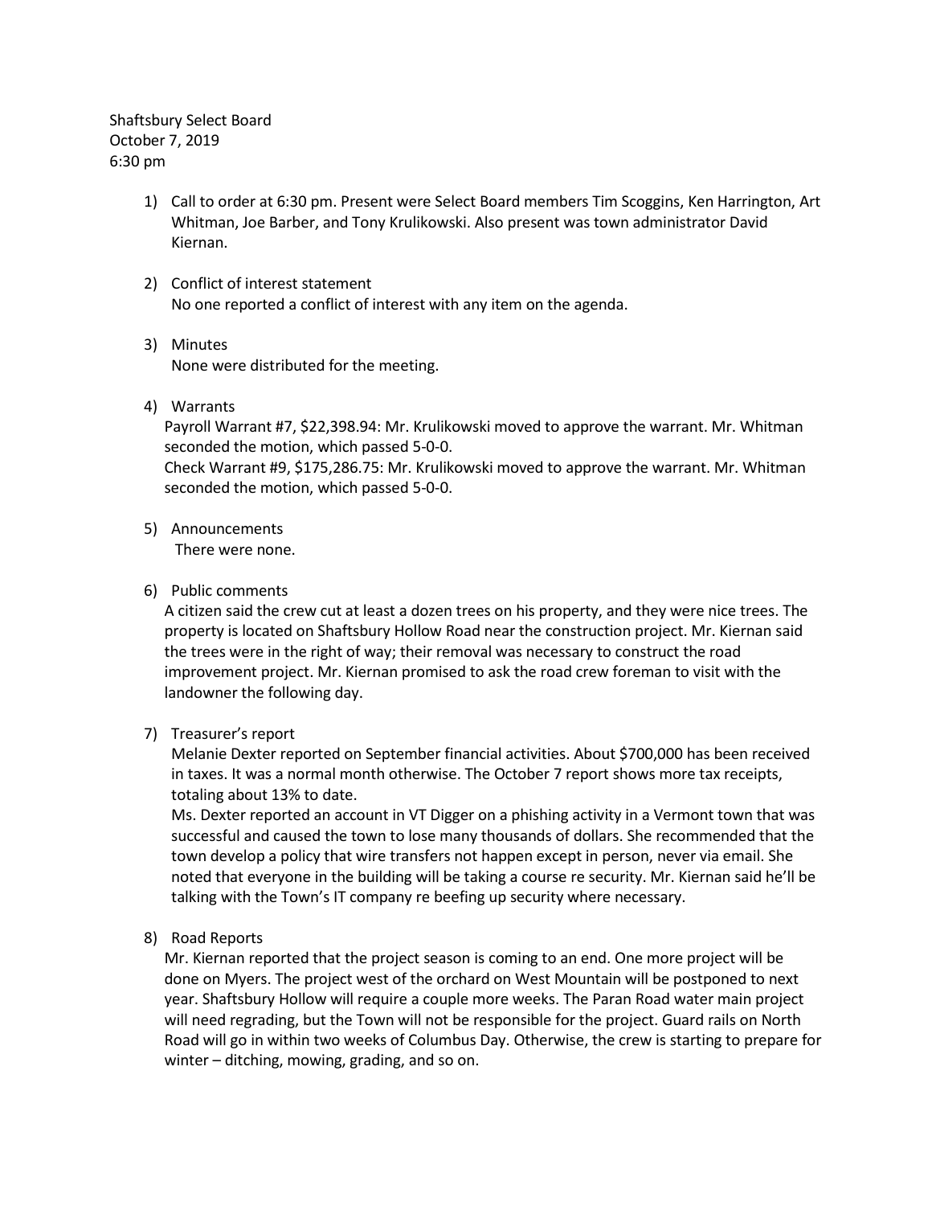Shaftsbury Select Board
October 7, 2019
6:30 pm

1) Call to order at 6:30 pm. Present were Select Board members Tim Scoggins, Ken Harrington, Art Whitman, Joe Barber, and Tony Krulikowski. Also present was town administrator David Kiernan.

2) Conflict of interest statement
   No one reported a conflict of interest with any item on the agenda.

3) Minutes
   None were distributed for the meeting.

4) Warrants
   Payroll Warrant #7, $22,398.94: Mr. Krulikowski moved to approve the warrant. Mr. Whitman seconded the motion, which passed 5-0-0.
   Check Warrant #9, $175,286.75: Mr. Krulikowski moved to approve the warrant. Mr. Whitman seconded the motion, which passed 5-0-0.

5) Announcements
   There were none.

6) Public comments
   A citizen said the crew cut at least a dozen trees on his property, and they were nice trees. The property is located on Shaftsbury Hollow Road near the construction project. Mr. Kiernan said the trees were in the right of way; their removal was necessary to construct the road improvement project. Mr. Kiernan promised to ask the road crew foreman to visit with the landowner the following day.

7) Treasurer's report
   Melanie Dexter reported on September financial activities. About $700,000 has been received in taxes. It was a normal month otherwise. The October 7 report shows more tax receipts, totaling about 13% to date.
   Ms. Dexter reported an account in VT Digger on a phishing activity in a Vermont town that was successful and caused the town to lose many thousands of dollars. She recommended that the town develop a policy that wire transfers not happen except in person, never via email. She noted that everyone in the building will be taking a course re security. Mr. Kiernan said he'll be talking with the Town's IT company re beefing up security where necessary.

8) Road Reports
   Mr. Kiernan reported that the project season is coming to an end. One more project will be done on Myers. The project west of the orchard on West Mountain will be postponed to next year. Shaftsbury Hollow will require a couple more weeks. The Paran Road water main project will need regrading, but the Town will not be responsible for the project. Guard rails on North Road will go in within two weeks of Columbus Day. Otherwise, the crew is starting to prepare for winter – ditching, mowing, grading, and so on.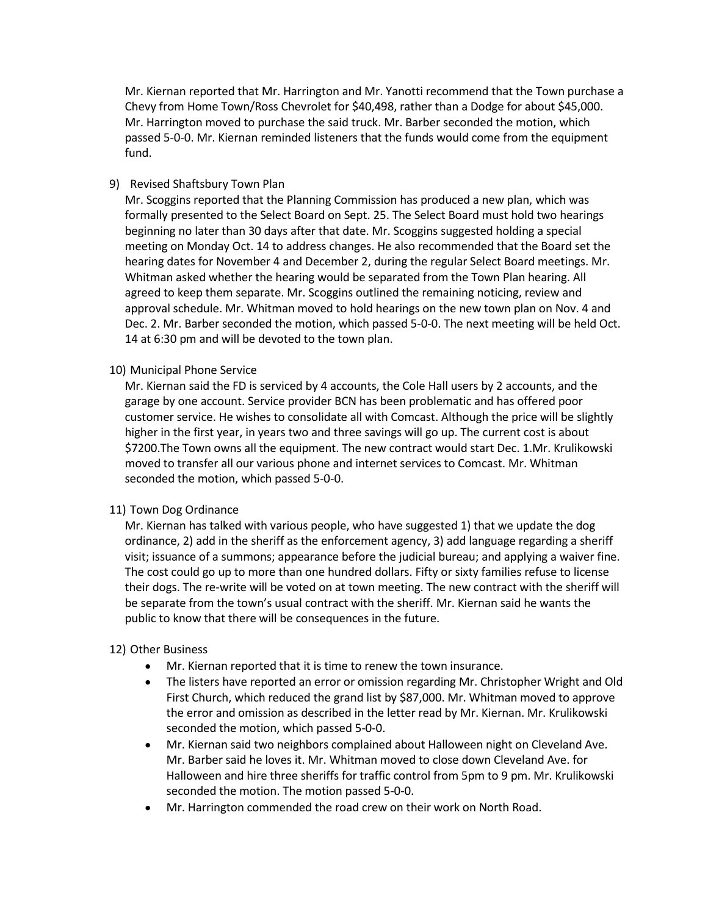Mr. Kiernan reported that Mr. Harrington and Mr. Yanotti recommend that the Town purchase a Chevy from Home Town/Ross Chevrolet for $40,498, rather than a Dodge for about $45,000. Mr. Harrington moved to purchase the said truck. Mr. Barber seconded the motion, which passed 5-0-0. Mr. Kiernan reminded listeners that the funds would come from the equipment fund.

9) Revised Shaftsbury Town Plan

   Mr. Scoggins reported that the Planning Commission has produced a new plan, which was formally presented to the Select Board on Sept. 25. The Select Board must hold two hearings beginning no later than 30 days after that date. Mr. Scoggins suggested holding a special meeting on Monday Oct. 14 to address changes. He also recommended that the Board set the hearing dates for November 4 and December 2, during the regular Select Board meetings. Mr. Whitman asked whether the hearing would be separated from the Town Plan hearing. All agreed to keep them separate. Mr. Scoggins outlined the remaining noticing, review and approval schedule. Mr. Whitman moved to hold hearings on the new town plan on Nov. 4 and Dec. 2. Mr. Barber seconded the motion, which passed 5-0-0. The next meeting will be held Oct. 14 at 6:30 pm and will be devoted to the town plan.

10) Municipal Phone Service

   Mr. Kiernan said the FD is serviced by 4 accounts, the Cole Hall users by 2 accounts, and the garage by one account. Service provider BCN has been problematic and has offered poor customer service. He wishes to consolidate all with Comcast. Although the price will be slightly higher in the first year, in years two and three savings will go up. The current cost is about $7200.The Town owns all the equipment. The new contract would start Dec. 1.Mr. Krulikowski moved to transfer all our various phone and internet services to Comcast. Mr. Whitman seconded the motion, which passed 5-0-0.

11) Town Dog Ordinance

   Mr. Kiernan has talked with various people, who have suggested 1) that we update the dog ordinance, 2) add in the sheriff as the enforcement agency, 3) add language regarding a sheriff visit; issuance of a summons; appearance before the judicial bureau; and applying a waiver fine. The cost could go up to more than one hundred dollars. Fifty or sixty families refuse to license their dogs. The re-write will be voted on at town meeting. The new contract with the sheriff will be separate from the town's usual contract with the sheriff. Mr. Kiernan said he wants the public to know that there will be consequences in the future.

12) Other Business

   - Mr. Kiernan reported that it is time to renew the town insurance.
   - The listers have reported an error or omission regarding Mr. Christopher Wright and Old First Church, which reduced the grand list by $87,000. Mr. Whitman moved to approve the error and omission as described in the letter read by Mr. Kiernan. Mr. Krulikowski seconded the motion, which passed 5-0-0.
   - Mr. Kiernan said two neighbors complained about Halloween night on Cleveland Ave. Mr. Barber said he loves it. Mr. Whitman moved to close down Cleveland Ave. for Halloween and hire three sheriffs for traffic control from 5pm to 9 pm. Mr. Krulikowski seconded the motion. The motion passed 5-0-0.
   - Mr. Harrington commended the road crew on their work on North Road.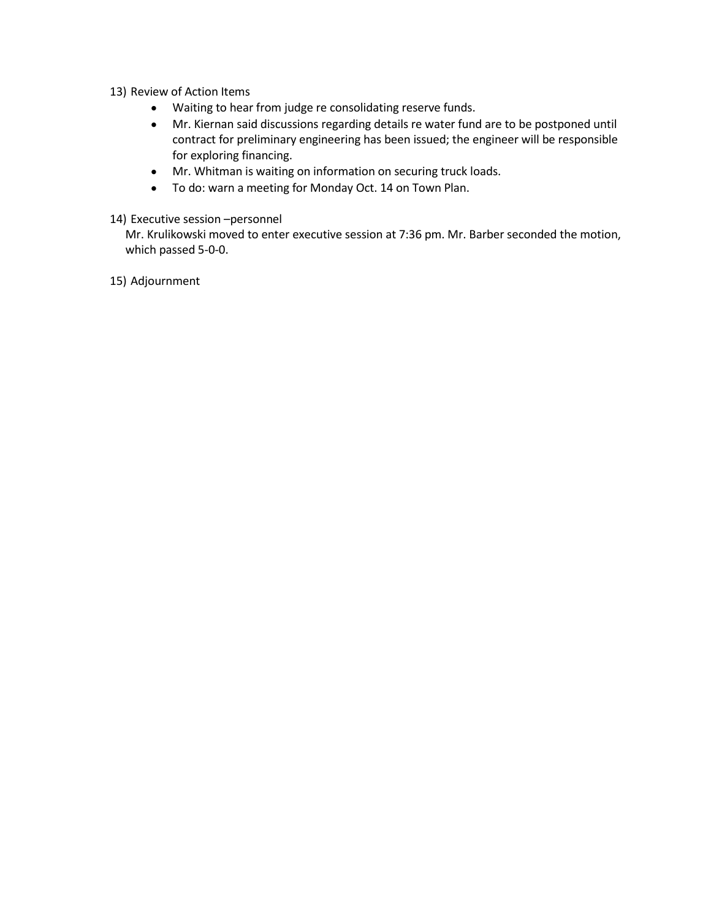13) Review of Action Items
    - Waiting to hear from judge re consolidating reserve funds.
    - Mr. Kiernan said discussions regarding details re water fund are to be postponed until contract for preliminary engineering has been issued; the engineer will be responsible for exploring financing.
    - Mr. Whitman is waiting on information on securing truck loads.
    - To do: warn a meeting for Monday Oct. 14 on Town Plan.

14) Executive session –personnel

Mr. Krulikowski moved to enter executive session at 7:36 pm. Mr. Barber seconded the motion, which passed 5-0-0.

15) Adjournment